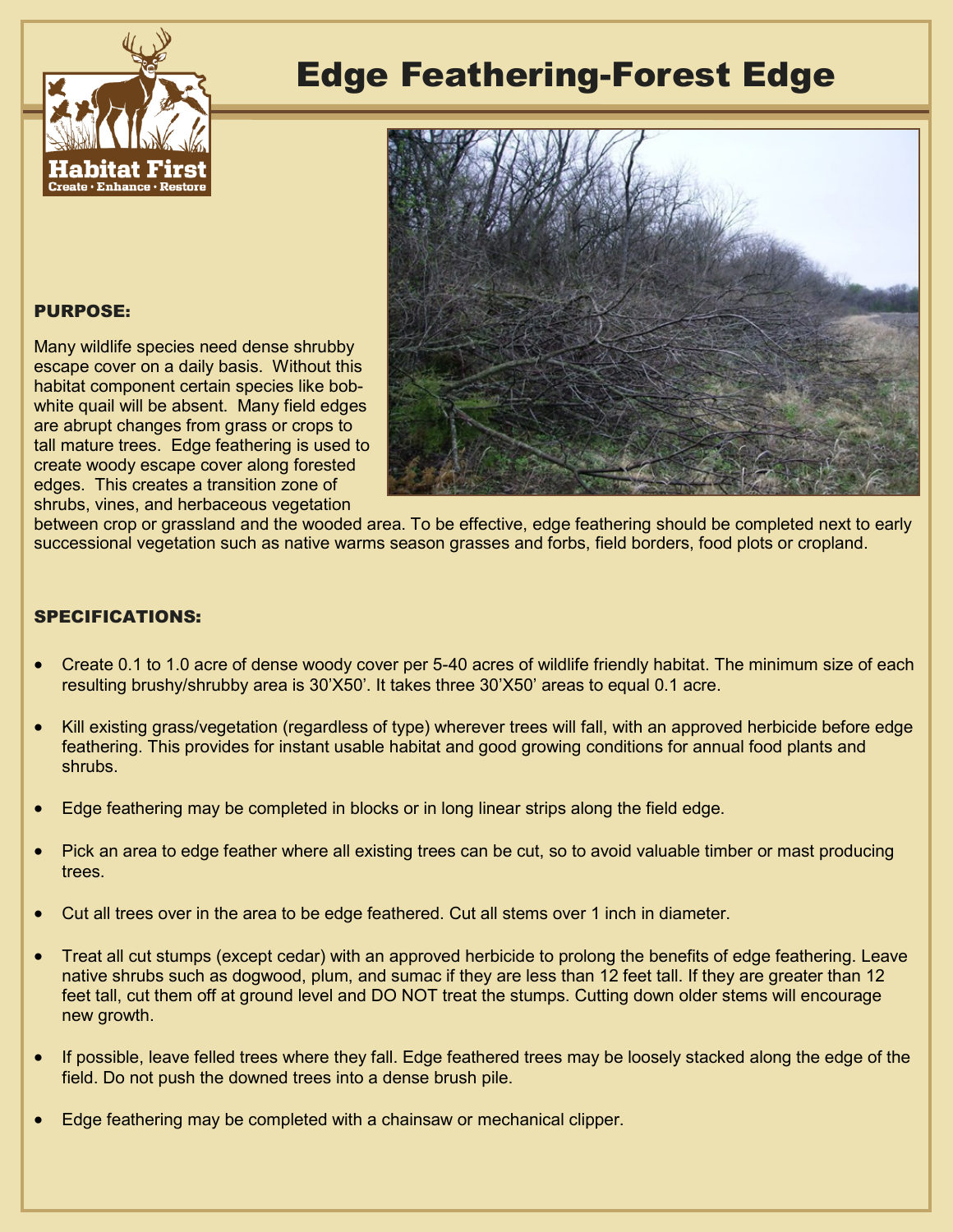# Edge Feathering-Forest Edge

## PURPOSE:

Many wildlife species need dense shrubby escape cover on a daily basis. Without this habitat component certain species like bob-white quail will be absent. Many field edges are abrupt changes from grass or crops to tall mature trees. Edge feathering is used to create woody escape cover along forested edges. This creates a transition zone of shrubs, vines, and herbaceous vegetation between crop or grassland and the wooded area. To be effective, edge feathering should be completed next to early successional vegetation such as native warms season grasses and forbs, field borders, food plots or cropland.

## SPECIFICATIONS:

- Create 0.1 to 1.0 acre of dense woody cover per 5-40 acres of wildlife friendly habitat. The minimum size of each resulting brushy/shrubby area is 30'X50'. It takes three 30'X50' areas to equal 0.1 acre.
- Kill existing grass/vegetation (regardless of type) wherever trees will fall, with an approved herbicide before edge feathering. This provides for instant usable habitat and good growing conditions for annual food plants and shrubs.
- Edge feathering may be completed in blocks or in long linear strips along the field edge.
- Pick an area to edge feather where all existing trees can be cut, so to avoid valuable timber or mast producing trees.
- Cut all trees over in the area to be edge feathered. Cut all stems over 1 inch in diameter.
- Treat all cut stumps (except cedar) with an approved herbicide to prolong the benefits of edge feathering. Leave native shrubs such as dogwood, plum, and sumac if they are less than 12 feet tall. If they are greater than 12 feet tall, cut them off at ground level and DO NOT treat the stumps. Cutting down older stems will encourage new growth.
- If possible, leave felled trees where they fall. Edge feathered trees may be loosely stacked along the edge of the field. Do not push the downed trees into a dense brush pile.
- Edge feathering may be completed with a chainsaw or mechanical clipper.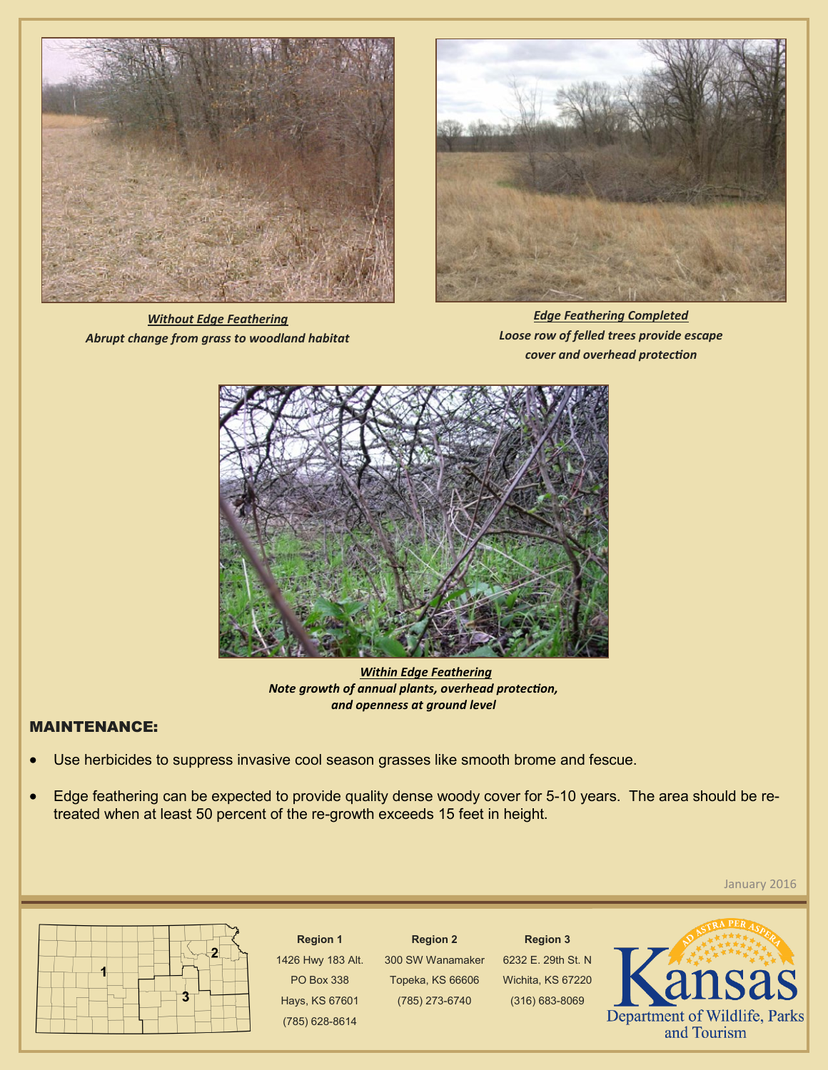***Without Edge Feathering***
***Abrupt change from grass to woodland habitat***

***Edge Feathering Completed***
***Loose row of felled trees provide escape cover and overhead protection***

***Within Edge Feathering***
***Note growth of annual plants, overhead protection, and openness at ground level***

## MAINTENANCE:

- Use herbicides to suppress invasive cool season grasses like smooth brome and fescue.
- Edge feathering can be expected to provide quality dense woody cover for 5-10 years. The area should be re-treated when at least 50 percent of the re-growth exceeds 15 feet in height.

January 2016

1
2
3

**Region 1**
1426 Hwy 183 Alt.
PO Box 338
Hays, KS 67601
(785) 628-8614

**Region 2**
300 SW Wanamaker
Topeka, KS 66606
(785) 273-6740

**Region 3**
6232 E. 29th St. N
Wichita, KS 67220
(316) 683-8069

AD ASTRA PER ASPERA
Kansas
Department of Wildlife, Parks and Tourism